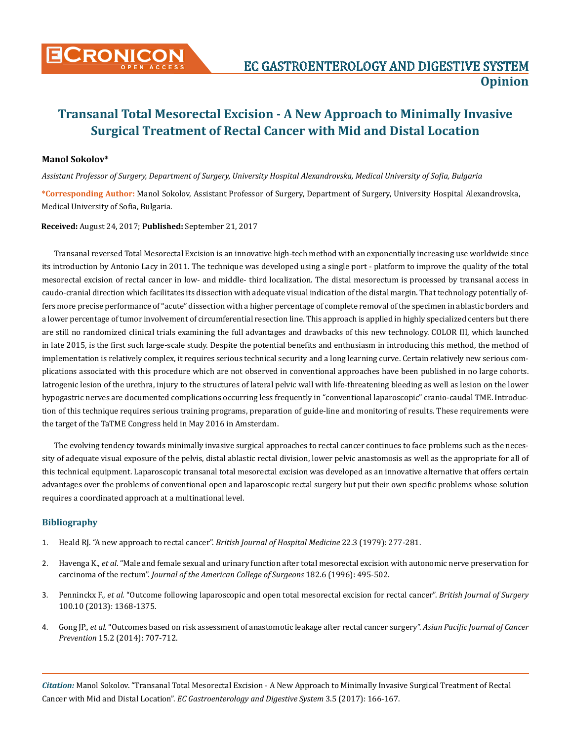**Opinion**

# Transanal Total Mesorectal Excision - A New Approach to Minimally Invasive Surgical Treatment of Rectal Cancer with Mid and Distal Location

**Manol Sokolov***

*Assistant Professor of Surgery, Department of Surgery, University Hospital Alexandrovska, Medical University of Sofia, Bulgaria*

***Corresponding Author:** Manol Sokolov, Assistant Professor of Surgery, Department of Surgery, University Hospital Alexandrovska, Medical University of Sofia, Bulgaria.

**Received:** August 24, 2017; **Published:** September 21, 2017

Transanal reversed Total Mesorectal Excision is an innovative high-tech method with an exponentially increasing use worldwide since its introduction by Antonio Lacy in 2011. The technique was developed using a single port - platform to improve the quality of the total mesorectal excision of rectal cancer in low- and middle- third localization. The distal mesorectum is processed by transanal access in caudo-cranial direction which facilitates its dissection with adequate visual indication of the distal margin. That technology potentially offers more precise performance of "acute" dissection with a higher percentage of complete removal of the specimen in ablastic borders and a lower percentage of tumor involvement of circumferential resection line. This approach is applied in highly specialized centers but there are still no randomized clinical trials examining the full advantages and drawbacks of this new technology. COLOR III, which launched in late 2015, is the first such large-scale study. Despite the potential benefits and enthusiasm in introducing this method, the method of implementation is relatively complex, it requires serious technical security and a long learning curve. Certain relatively new serious complications associated with this procedure which are not observed in conventional approaches have been published in no large cohorts. Iatrogenic lesion of the urethra, injury to the structures of lateral pelvic wall with life-threatening bleeding as well as lesion on the lower hypogastric nerves are documented complications occurring less frequently in "conventional laparoscopic" cranio-caudal TME. Introduction of this technique requires serious training programs, preparation of guide-line and monitoring of results. These requirements were the target of the TaTME Congress held in May 2016 in Amsterdam.

The evolving tendency towards minimally invasive surgical approaches to rectal cancer continues to face problems such as the necessity of adequate visual exposure of the pelvis, distal ablastic rectal division, lower pelvic anastomosis as well as the appropriate for all of this technical equipment. Laparoscopic transanal total mesorectal excision was developed as an innovative alternative that offers certain advantages over the problems of conventional open and laparoscopic rectal surgery but put their own specific problems whose solution requires a coordinated approach at a multinational level.

## Bibliography

1. Heald RJ. "A new approach to rectal cancer". *British Journal of Hospital Medicine* 22.3 (1979): 277-281.
2. Havenga K., *et al*. "Male and female sexual and urinary function after total mesorectal excision with autonomic nerve preservation for carcinoma of the rectum". *Journal of the American College of Surgeons* 182.6 (1996): 495-502.
3. Penninckx F., *et al*. "Outcome following laparoscopic and open total mesorectal excision for rectal cancer". *British Journal of Surgery* 100.10 (2013): 1368-1375.
4. Gong JP., *et al*. "Outcomes based on risk assessment of anastomotic leakage after rectal cancer surgery". *Asian Pacific Journal of Cancer Prevention* 15.2 (2014): 707-712.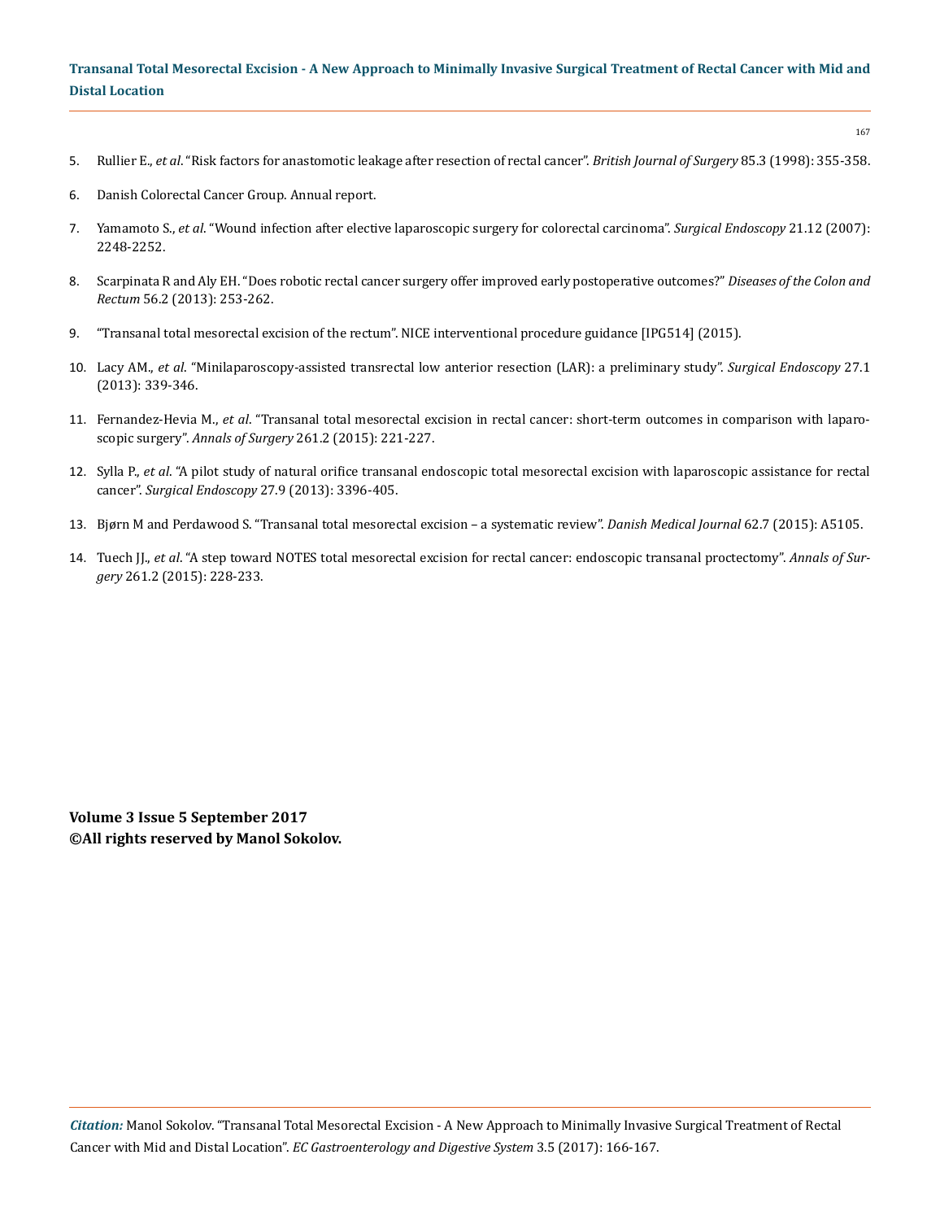5. Rullier E., *et al*. "Risk factors for anastomotic leakage after resection of rectal cancer". *British Journal of Surgery* 85.3 (1998): 355-358.

6. Danish Colorectal Cancer Group. Annual report.

7. Yamamoto S., *et al*. "Wound infection after elective laparoscopic surgery for colorectal carcinoma". *Surgical Endoscopy* 21.12 (2007): 2248-2252.

8. Scarpinata R and Aly EH. "Does robotic rectal cancer surgery offer improved early postoperative outcomes?" *Diseases of the Colon and Rectum* 56.2 (2013): 253-262.

9. "Transanal total mesorectal excision of the rectum". NICE interventional procedure guidance [IPG514] (2015).

10. Lacy AM., *et al*. "Minilaparoscopy-assisted transrectal low anterior resection (LAR): a preliminary study". *Surgical Endoscopy* 27.1 (2013): 339-346.

11. Fernandez-Hevia M., *et al*. "Transanal total mesorectal excision in rectal cancer: short-term outcomes in comparison with laparoscopic surgery". *Annals of Surgery* 261.2 (2015): 221-227.

12. Sylla P., *et al*. "A pilot study of natural orifice transanal endoscopic total mesorectal excision with laparoscopic assistance for rectal cancer". *Surgical Endoscopy* 27.9 (2013): 3396-405.

13. Bjørn M and Perdawood S. "Transanal total mesorectal excision – a systematic review". *Danish Medical Journal* 62.7 (2015): A5105.

14. Tuech JJ., *et al*. "A step toward NOTES total mesorectal excision for rectal cancer: endoscopic transanal proctectomy". *Annals of Surgery* 261.2 (2015): 228-233.

**Volume 3 Issue 5 September 2017**
**©All rights reserved by Manol Sokolov.**